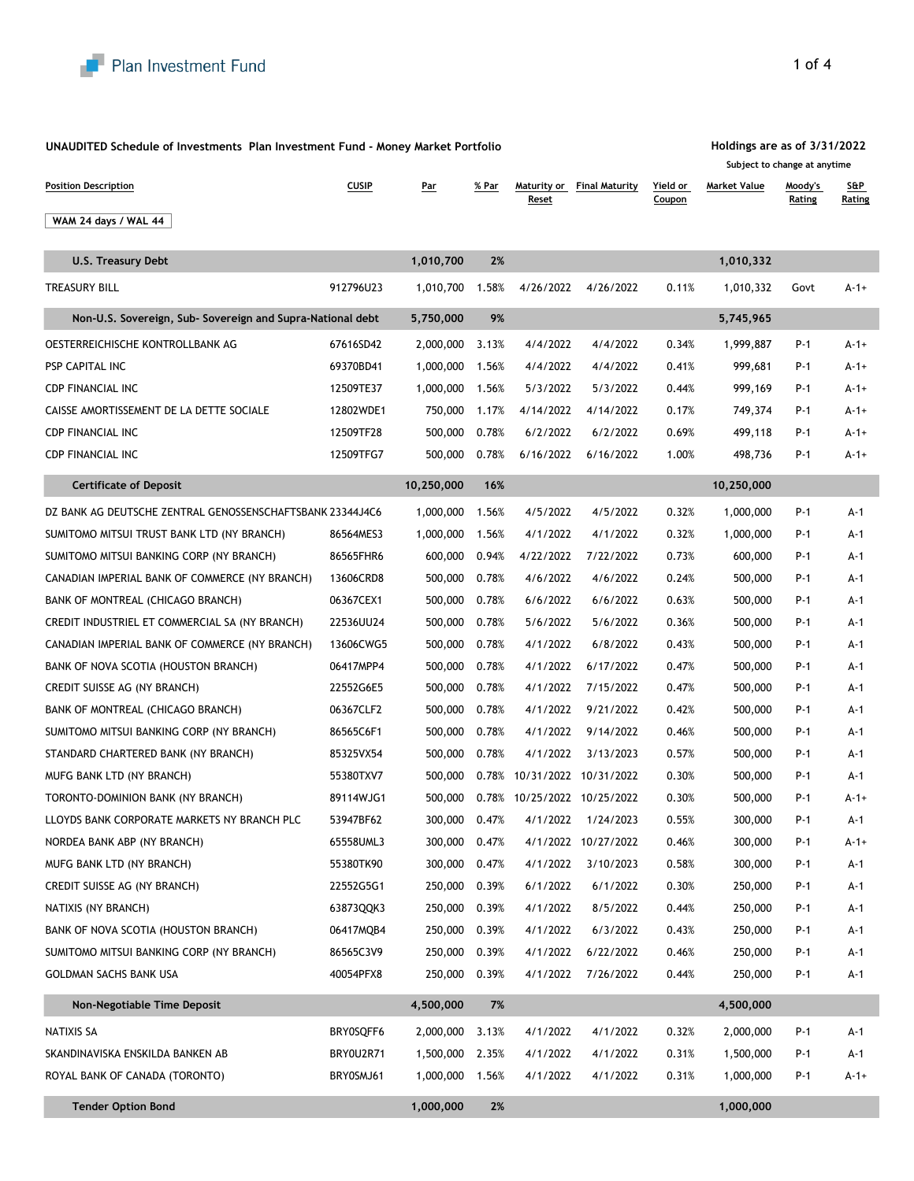Plan Investment Fund

**UNAUDITED Schedule of Investments Plan Investment Fund - Money Market Portfolio**

**Holdings are as of 3/31/2022**

Subject to change at anytime

WAM 24 days / WAL 44

| Position Description | CUSIP | Par | % Par | Maturity or Reset | Final Maturity | Yield or Coupon | Market Value | Moody's Rating | S&P Rating |
|---|---|---|---|---|---|---|---|---|---|
| **U.S. Treasury Debt** | | **1,010,700** | **2%** | | | | **1,010,332** | | |
| TREASURY BILL | 912796U23 | 1,010,700 | 1.58% | 4/26/2022 | 4/26/2022 | 0.11% | 1,010,332 | Govt | A-1+ |
| **Non-U.S. Sovereign, Sub- Sovereign and Supra-National debt** | | **5,750,000** | **9%** | | | | **5,745,965** | | |
| OESTERREICHISCHE KONTROLLBANK AG | 67616SD42 | 2,000,000 | 3.13% | 4/4/2022 | 4/4/2022 | 0.34% | 1,999,887 | P-1 | A-1+ |
| PSP CAPITAL INC | 69370BD41 | 1,000,000 | 1.56% | 4/4/2022 | 4/4/2022 | 0.41% | 999,681 | P-1 | A-1+ |
| CDP FINANCIAL INC | 12509TE37 | 1,000,000 | 1.56% | 5/3/2022 | 5/3/2022 | 0.44% | 999,169 | P-1 | A-1+ |
| CAISSE AMORTISSEMENT DE LA DETTE SOCIALE | 12802WDE1 | 750,000 | 1.17% | 4/14/2022 | 4/14/2022 | 0.17% | 749,374 | P-1 | A-1+ |
| CDP FINANCIAL INC | 12509TF28 | 500,000 | 0.78% | 6/2/2022 | 6/2/2022 | 0.69% | 499,118 | P-1 | A-1+ |
| CDP FINANCIAL INC | 12509TFG7 | 500,000 | 0.78% | 6/16/2022 | 6/16/2022 | 1.00% | 498,736 | P-1 | A-1+ |
| **Certificate of Deposit** | | **10,250,000** | **16%** | | | | **10,250,000** | | |
| DZ BANK AG DEUTSCHE ZENTRAL GENOSSENSCHAFTSBANK | 23344J4C6 | 1,000,000 | 1.56% | 4/5/2022 | 4/5/2022 | 0.32% | 1,000,000 | P-1 | A-1 |
| SUMITOMO MITSUI TRUST BANK LTD (NY BRANCH) | 86564MES3 | 1,000,000 | 1.56% | 4/1/2022 | 4/1/2022 | 0.32% | 1,000,000 | P-1 | A-1 |
| SUMITOMO MITSUI BANKING CORP (NY BRANCH) | 86565FHR6 | 600,000 | 0.94% | 4/22/2022 | 7/22/2022 | 0.73% | 600,000 | P-1 | A-1 |
| CANADIAN IMPERIAL BANK OF COMMERCE (NY BRANCH) | 13606CRD8 | 500,000 | 0.78% | 4/6/2022 | 4/6/2022 | 0.24% | 500,000 | P-1 | A-1 |
| BANK OF MONTREAL (CHICAGO BRANCH) | 06367CEX1 | 500,000 | 0.78% | 6/6/2022 | 6/6/2022 | 0.63% | 500,000 | P-1 | A-1 |
| CREDIT INDUSTRIEL ET COMMERCIAL SA (NY BRANCH) | 22536UU24 | 500,000 | 0.78% | 5/6/2022 | 5/6/2022 | 0.36% | 500,000 | P-1 | A-1 |
| CANADIAN IMPERIAL BANK OF COMMERCE (NY BRANCH) | 13606CWG5 | 500,000 | 0.78% | 4/1/2022 | 6/8/2022 | 0.43% | 500,000 | P-1 | A-1 |
| BANK OF NOVA SCOTIA (HOUSTON BRANCH) | 06417MPP4 | 500,000 | 0.78% | 4/1/2022 | 6/17/2022 | 0.47% | 500,000 | P-1 | A-1 |
| CREDIT SUISSE AG (NY BRANCH) | 22552G6E5 | 500,000 | 0.78% | 4/1/2022 | 7/15/2022 | 0.47% | 500,000 | P-1 | A-1 |
| BANK OF MONTREAL (CHICAGO BRANCH) | 06367CLF2 | 500,000 | 0.78% | 4/1/2022 | 9/21/2022 | 0.42% | 500,000 | P-1 | A-1 |
| SUMITOMO MITSUI BANKING CORP (NY BRANCH) | 86565C6F1 | 500,000 | 0.78% | 4/1/2022 | 9/14/2022 | 0.46% | 500,000 | P-1 | A-1 |
| STANDARD CHARTERED BANK (NY BRANCH) | 85325VX54 | 500,000 | 0.78% | 4/1/2022 | 3/13/2023 | 0.57% | 500,000 | P-1 | A-1 |
| MUFG BANK LTD (NY BRANCH) | 55380TXV7 | 500,000 | 0.78% | 10/31/2022 | 10/31/2022 | 0.30% | 500,000 | P-1 | A-1 |
| TORONTO-DOMINION BANK (NY BRANCH) | 89114WJG1 | 500,000 | 0.78% | 10/25/2022 | 10/25/2022 | 0.30% | 500,000 | P-1 | A-1+ |
| LLOYDS BANK CORPORATE MARKETS NY BRANCH PLC | 53947BF62 | 300,000 | 0.47% | 4/1/2022 | 1/24/2023 | 0.55% | 300,000 | P-1 | A-1 |
| NORDEA BANK ABP (NY BRANCH) | 65558UML3 | 300,000 | 0.47% | 4/1/2022 | 10/27/2022 | 0.46% | 300,000 | P-1 | A-1+ |
| MUFG BANK LTD (NY BRANCH) | 55380TK90 | 300,000 | 0.47% | 4/1/2022 | 3/10/2023 | 0.58% | 300,000 | P-1 | A-1 |
| CREDIT SUISSE AG (NY BRANCH) | 22552G5G1 | 250,000 | 0.39% | 6/1/2022 | 6/1/2022 | 0.30% | 250,000 | P-1 | A-1 |
| NATIXIS (NY BRANCH) | 63873QQK3 | 250,000 | 0.39% | 4/1/2022 | 8/5/2022 | 0.44% | 250,000 | P-1 | A-1 |
| BANK OF NOVA SCOTIA (HOUSTON BRANCH) | 06417MQB4 | 250,000 | 0.39% | 4/1/2022 | 6/3/2022 | 0.43% | 250,000 | P-1 | A-1 |
| SUMITOMO MITSUI BANKING CORP (NY BRANCH) | 86565C3V9 | 250,000 | 0.39% | 4/1/2022 | 6/22/2022 | 0.46% | 250,000 | P-1 | A-1 |
| GOLDMAN SACHS BANK USA | 40054PFX8 | 250,000 | 0.39% | 4/1/2022 | 7/26/2022 | 0.44% | 250,000 | P-1 | A-1 |
| **Non-Negotiable Time Deposit** | | **4,500,000** | **7%** | | | | **4,500,000** | | |
| NATIXIS SA | BRY0SQFF6 | 2,000,000 | 3.13% | 4/1/2022 | 4/1/2022 | 0.32% | 2,000,000 | P-1 | A-1 |
| SKANDINAVISKA ENSKILDA BANKEN AB | BRY0U2R71 | 1,500,000 | 2.35% | 4/1/2022 | 4/1/2022 | 0.31% | 1,500,000 | P-1 | A-1 |
| ROYAL BANK OF CANADA (TORONTO) | BRY0SMJ61 | 1,000,000 | 1.56% | 4/1/2022 | 4/1/2022 | 0.31% | 1,000,000 | P-1 | A-1+ |
| **Tender Option Bond** | | **1,000,000** | **2%** | | | | **1,000,000** | | |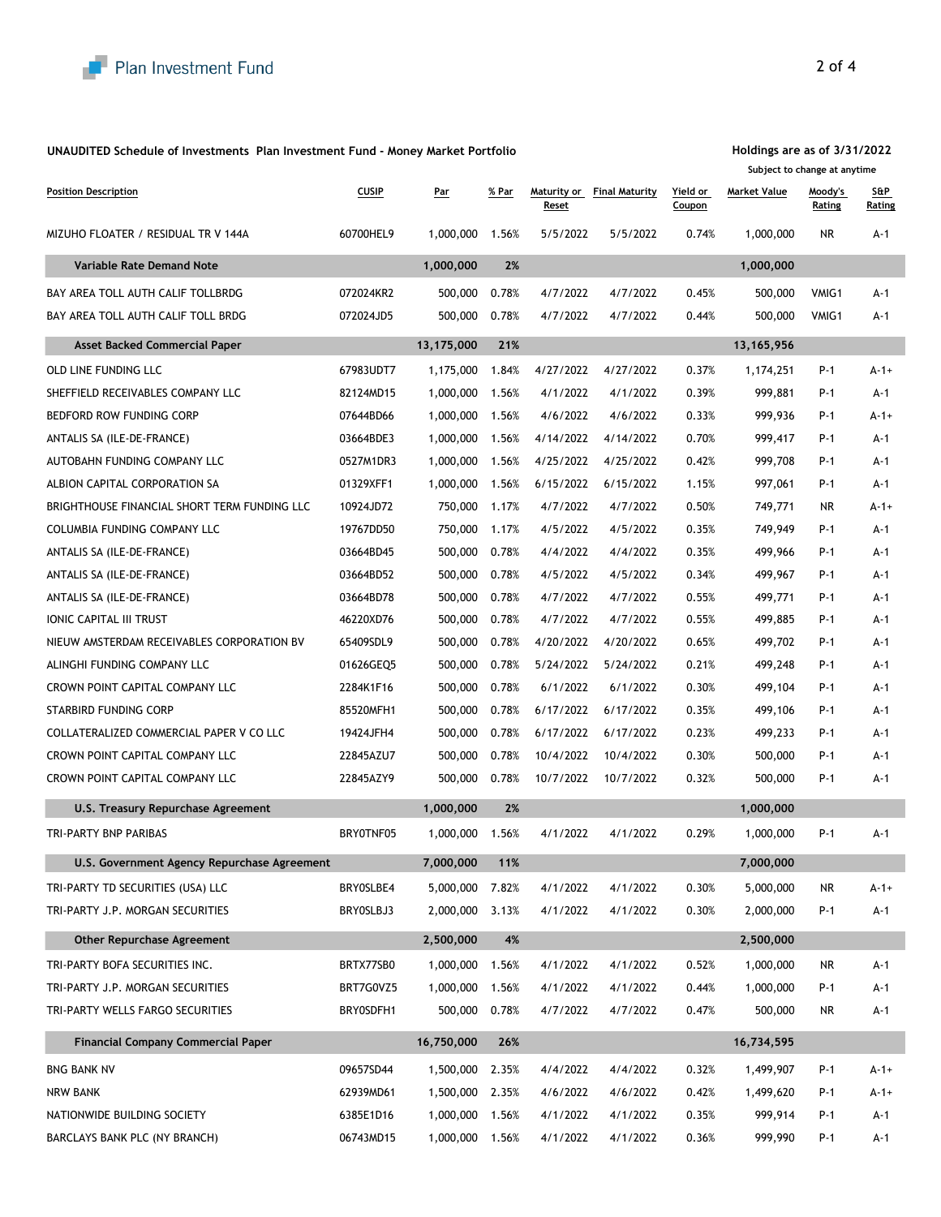**UNAUDITED Schedule of Investments Plan Investment Fund - Money Market Portfolio**

**Holdings are as of 3/31/2022**
Subject to change at anytime

| Position Description | CUSIP | Par | % Par | Maturity or Reset | Final Maturity | Yield or Coupon | Market Value | Moody's Rating | S&P Rating |
|---|---|---|---|---|---|---|---|---|---|
| MIZUHO FLOATER / RESIDUAL TR V 144A | 60700HEL9 | 1,000,000 | 1.56% | 5/5/2022 | 5/5/2022 | 0.74% | 1,000,000 | NR | A-1 |
| **Variable Rate Demand Note** | | **1,000,000** | **2%** | | | | **1,000,000** | | |
| BAY AREA TOLL AUTH CALIF TOLLBRDG | 072024KR2 | 500,000 | 0.78% | 4/7/2022 | 4/7/2022 | 0.45% | 500,000 | VMIG1 | A-1 |
| BAY AREA TOLL AUTH CALIF TOLL BRDG | 072024JD5 | 500,000 | 0.78% | 4/7/2022 | 4/7/2022 | 0.44% | 500,000 | VMIG1 | A-1 |
| **Asset Backed Commercial Paper** | | **13,175,000** | **21%** | | | | **13,165,956** | | |
| OLD LINE FUNDING LLC | 67983UDT7 | 1,175,000 | 1.84% | 4/27/2022 | 4/27/2022 | 0.37% | 1,174,251 | P-1 | A-1+ |
| SHEFFIELD RECEIVABLES COMPANY LLC | 82124MD15 | 1,000,000 | 1.56% | 4/1/2022 | 4/1/2022 | 0.39% | 999,881 | P-1 | A-1 |
| BEDFORD ROW FUNDING CORP | 07644BD66 | 1,000,000 | 1.56% | 4/6/2022 | 4/6/2022 | 0.33% | 999,936 | P-1 | A-1+ |
| ANTALIS SA (ILE-DE-FRANCE) | 03664BDE3 | 1,000,000 | 1.56% | 4/14/2022 | 4/14/2022 | 0.70% | 999,417 | P-1 | A-1 |
| AUTOBAHN FUNDING COMPANY LLC | 0527M1DR3 | 1,000,000 | 1.56% | 4/25/2022 | 4/25/2022 | 0.42% | 999,708 | P-1 | A-1 |
| ALBION CAPITAL CORPORATION SA | 01329XFF1 | 1,000,000 | 1.56% | 6/15/2022 | 6/15/2022 | 1.15% | 997,061 | P-1 | A-1 |
| BRIGHTHOUSE FINANCIAL SHORT TERM FUNDING LLC | 10924JD72 | 750,000 | 1.17% | 4/7/2022 | 4/7/2022 | 0.50% | 749,771 | NR | A-1+ |
| COLUMBIA FUNDING COMPANY LLC | 19767DD50 | 750,000 | 1.17% | 4/5/2022 | 4/5/2022 | 0.35% | 749,949 | P-1 | A-1 |
| ANTALIS SA (ILE-DE-FRANCE) | 03664BD45 | 500,000 | 0.78% | 4/4/2022 | 4/4/2022 | 0.35% | 499,966 | P-1 | A-1 |
| ANTALIS SA (ILE-DE-FRANCE) | 03664BD52 | 500,000 | 0.78% | 4/5/2022 | 4/5/2022 | 0.34% | 499,967 | P-1 | A-1 |
| ANTALIS SA (ILE-DE-FRANCE) | 03664BD78 | 500,000 | 0.78% | 4/7/2022 | 4/7/2022 | 0.55% | 499,771 | P-1 | A-1 |
| IONIC CAPITAL III TRUST | 46220XD76 | 500,000 | 0.78% | 4/7/2022 | 4/7/2022 | 0.55% | 499,885 | P-1 | A-1 |
| NIEUW AMSTERDAM RECEIVABLES CORPORATION BV | 65409SDL9 | 500,000 | 0.78% | 4/20/2022 | 4/20/2022 | 0.65% | 499,702 | P-1 | A-1 |
| ALINGHI FUNDING COMPANY LLC | 01626GEQ5 | 500,000 | 0.78% | 5/24/2022 | 5/24/2022 | 0.21% | 499,248 | P-1 | A-1 |
| CROWN POINT CAPITAL COMPANY LLC | 2284K1F16 | 500,000 | 0.78% | 6/1/2022 | 6/1/2022 | 0.30% | 499,104 | P-1 | A-1 |
| STARBIRD FUNDING CORP | 85520MFH1 | 500,000 | 0.78% | 6/17/2022 | 6/17/2022 | 0.35% | 499,106 | P-1 | A-1 |
| COLLATERALIZED COMMERCIAL PAPER V CO LLC | 19424JFH4 | 500,000 | 0.78% | 6/17/2022 | 6/17/2022 | 0.23% | 499,233 | P-1 | A-1 |
| CROWN POINT CAPITAL COMPANY LLC | 22845AZU7 | 500,000 | 0.78% | 10/4/2022 | 10/4/2022 | 0.30% | 500,000 | P-1 | A-1 |
| CROWN POINT CAPITAL COMPANY LLC | 22845AZY9 | 500,000 | 0.78% | 10/7/2022 | 10/7/2022 | 0.32% | 500,000 | P-1 | A-1 |
| **U.S. Treasury Repurchase Agreement** | | **1,000,000** | **2%** | | | | **1,000,000** | | |
| TRI-PARTY BNP PARIBAS | BRY0TNF05 | 1,000,000 | 1.56% | 4/1/2022 | 4/1/2022 | 0.29% | 1,000,000 | P-1 | A-1 |
| **U.S. Government Agency Repurchase Agreement** | | **7,000,000** | **11%** | | | | **7,000,000** | | |
| TRI-PARTY TD SECURITIES (USA) LLC | BRY0SLBE4 | 5,000,000 | 7.82% | 4/1/2022 | 4/1/2022 | 0.30% | 5,000,000 | NR | A-1+ |
| TRI-PARTY J.P. MORGAN SECURITIES | BRY0SLBJ3 | 2,000,000 | 3.13% | 4/1/2022 | 4/1/2022 | 0.30% | 2,000,000 | P-1 | A-1 |
| **Other Repurchase Agreement** | | **2,500,000** | **4%** | | | | **2,500,000** | | |
| TRI-PARTY BOFA SECURITIES INC. | BRTX77SB0 | 1,000,000 | 1.56% | 4/1/2022 | 4/1/2022 | 0.52% | 1,000,000 | NR | A-1 |
| TRI-PARTY J.P. MORGAN SECURITIES | BRT7G0VZ5 | 1,000,000 | 1.56% | 4/1/2022 | 4/1/2022 | 0.44% | 1,000,000 | P-1 | A-1 |
| TRI-PARTY WELLS FARGO SECURITIES | BRY0SDFH1 | 500,000 | 0.78% | 4/7/2022 | 4/7/2022 | 0.47% | 500,000 | NR | A-1 |
| **Financial Company Commercial Paper** | | **16,750,000** | **26%** | | | | **16,734,595** | | |
| BNG BANK NV | 09657SD44 | 1,500,000 | 2.35% | 4/4/2022 | 4/4/2022 | 0.32% | 1,499,907 | P-1 | A-1+ |
| NRW BANK | 62939MD61 | 1,500,000 | 2.35% | 4/6/2022 | 4/6/2022 | 0.42% | 1,499,620 | P-1 | A-1+ |
| NATIONWIDE BUILDING SOCIETY | 6385E1D16 | 1,000,000 | 1.56% | 4/1/2022 | 4/1/2022 | 0.35% | 999,914 | P-1 | A-1 |
| BARCLAYS BANK PLC (NY BRANCH) | 06743MD15 | 1,000,000 | 1.56% | 4/1/2022 | 4/1/2022 | 0.36% | 999,990 | P-1 | A-1 |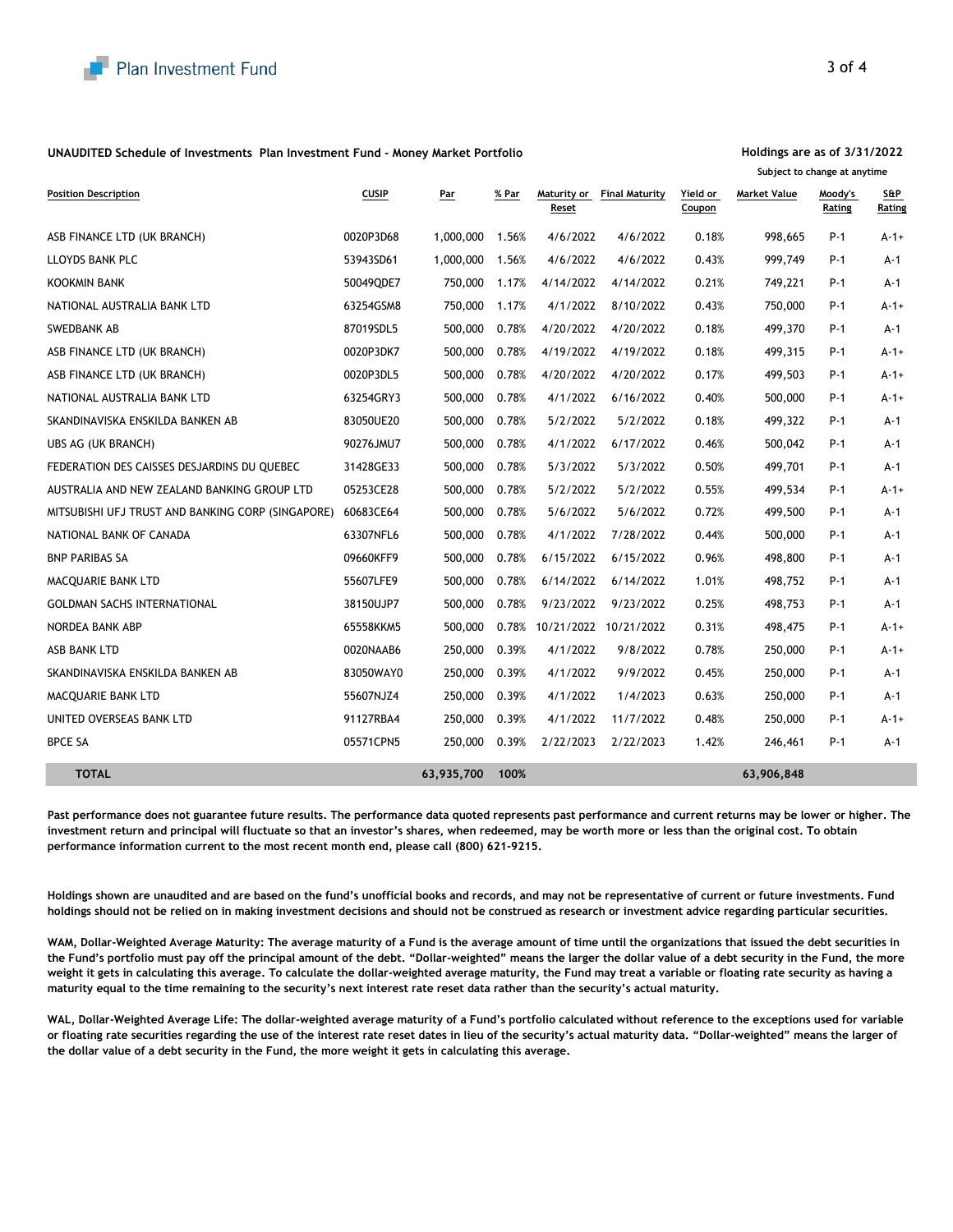**UNAUDITED Schedule of Investments Plan Investment Fund - Money Market Portfolio**

**Holdings are as of 3/31/2022**

Subject to change at anytime

| Position Description | CUSIP | Par | % Par | Maturity or Reset | Final Maturity | Yield or Coupon | Market Value | Moody's Rating | S&P Rating |
|---|---|---|---|---|---|---|---|---|---|
| ASB FINANCE LTD (UK BRANCH) | 0020P3D68 | 1,000,000 | 1.56% | 4/6/2022 | 4/6/2022 | 0.18% | 998,665 | P-1 | A-1+ |
| LLOYDS BANK PLC | 53943SD61 | 1,000,000 | 1.56% | 4/6/2022 | 4/6/2022 | 0.43% | 999,749 | P-1 | A-1 |
| KOOKMIN BANK | 50049QDE7 | 750,000 | 1.17% | 4/14/2022 | 4/14/2022 | 0.21% | 749,221 | P-1 | A-1 |
| NATIONAL AUSTRALIA BANK LTD | 63254GSM8 | 750,000 | 1.17% | 4/1/2022 | 8/10/2022 | 0.43% | 750,000 | P-1 | A-1+ |
| SWEDBANK AB | 87019SDL5 | 500,000 | 0.78% | 4/20/2022 | 4/20/2022 | 0.18% | 499,370 | P-1 | A-1 |
| ASB FINANCE LTD (UK BRANCH) | 0020P3DK7 | 500,000 | 0.78% | 4/19/2022 | 4/19/2022 | 0.18% | 499,315 | P-1 | A-1+ |
| ASB FINANCE LTD (UK BRANCH) | 0020P3DL5 | 500,000 | 0.78% | 4/20/2022 | 4/20/2022 | 0.17% | 499,503 | P-1 | A-1+ |
| NATIONAL AUSTRALIA BANK LTD | 63254GRY3 | 500,000 | 0.78% | 4/1/2022 | 6/16/2022 | 0.40% | 500,000 | P-1 | A-1+ |
| SKANDINAVISKA ENSKILDA BANKEN AB | 83050UE20 | 500,000 | 0.78% | 5/2/2022 | 5/2/2022 | 0.18% | 499,322 | P-1 | A-1 |
| UBS AG (UK BRANCH) | 90276JMU7 | 500,000 | 0.78% | 4/1/2022 | 6/17/2022 | 0.46% | 500,042 | P-1 | A-1 |
| FEDERATION DES CAISSES DESJARDINS DU QUEBEC | 31428GE33 | 500,000 | 0.78% | 5/3/2022 | 5/3/2022 | 0.50% | 499,701 | P-1 | A-1 |
| AUSTRALIA AND NEW ZEALAND BANKING GROUP LTD | 05253CE28 | 500,000 | 0.78% | 5/2/2022 | 5/2/2022 | 0.55% | 499,534 | P-1 | A-1+ |
| MITSUBISHI UFJ TRUST AND BANKING CORP (SINGAPORE) | 60683CE64 | 500,000 | 0.78% | 5/6/2022 | 5/6/2022 | 0.72% | 499,500 | P-1 | A-1 |
| NATIONAL BANK OF CANADA | 63307NFL6 | 500,000 | 0.78% | 4/1/2022 | 7/28/2022 | 0.44% | 500,000 | P-1 | A-1 |
| BNP PARIBAS SA | 09660KFF9 | 500,000 | 0.78% | 6/15/2022 | 6/15/2022 | 0.96% | 498,800 | P-1 | A-1 |
| MACQUARIE BANK LTD | 55607LFE9 | 500,000 | 0.78% | 6/14/2022 | 6/14/2022 | 1.01% | 498,752 | P-1 | A-1 |
| GOLDMAN SACHS INTERNATIONAL | 38150UJP7 | 500,000 | 0.78% | 9/23/2022 | 9/23/2022 | 0.25% | 498,753 | P-1 | A-1 |
| NORDEA BANK ABP | 65558KKM5 | 500,000 | 0.78% | 10/21/2022 | 10/21/2022 | 0.31% | 498,475 | P-1 | A-1+ |
| ASB BANK LTD | 0020NAAB6 | 250,000 | 0.39% | 4/1/2022 | 9/8/2022 | 0.78% | 250,000 | P-1 | A-1+ |
| SKANDINAVISKA ENSKILDA BANKEN AB | 83050WAY0 | 250,000 | 0.39% | 4/1/2022 | 9/9/2022 | 0.45% | 250,000 | P-1 | A-1 |
| MACQUARIE BANK LTD | 55607NJZ4 | 250,000 | 0.39% | 4/1/2022 | 1/4/2023 | 0.63% | 250,000 | P-1 | A-1 |
| UNITED OVERSEAS BANK LTD | 91127RBA4 | 250,000 | 0.39% | 4/1/2022 | 11/7/2022 | 0.48% | 250,000 | P-1 | A-1+ |
| BPCE SA | 05571CPN5 | 250,000 | 0.39% | 2/22/2023 | 2/22/2023 | 1.42% | 246,461 | P-1 | A-1 |
| **TOTAL** | | **63,935,700** | **100%** | | | | **63,906,848** | | |

**Past performance does not guarantee future results. The performance data quoted represents past performance and current returns may be lower or higher. The investment return and principal will fluctuate so that an investor's shares, when redeemed, may be worth more or less than the original cost. To obtain performance information current to the most recent month end, please call (800) 621-9215.**

**Holdings shown are unaudited and are based on the fund's unofficial books and records, and may not be representative of current or future investments. Fund holdings should not be relied on in making investment decisions and should not be construed as research or investment advice regarding particular securities.**

**WAM, Dollar-Weighted Average Maturity: The average maturity of a Fund is the average amount of time until the organizations that issued the debt securities in the Fund's portfolio must pay off the principal amount of the debt. "Dollar-weighted" means the larger the dollar value of a debt security in the Fund, the more weight it gets in calculating this average. To calculate the dollar-weighted average maturity, the Fund may treat a variable or floating rate security as having a maturity equal to the time remaining to the security's next interest rate reset data rather than the security's actual maturity.**

**WAL, Dollar-Weighted Average Life: The dollar-weighted average maturity of a Fund's portfolio calculated without reference to the exceptions used for variable or floating rate securities regarding the use of the interest rate reset dates in lieu of the security's actual maturity data. "Dollar-weighted" means the larger of the dollar value of a debt security in the Fund, the more weight it gets in calculating this average.**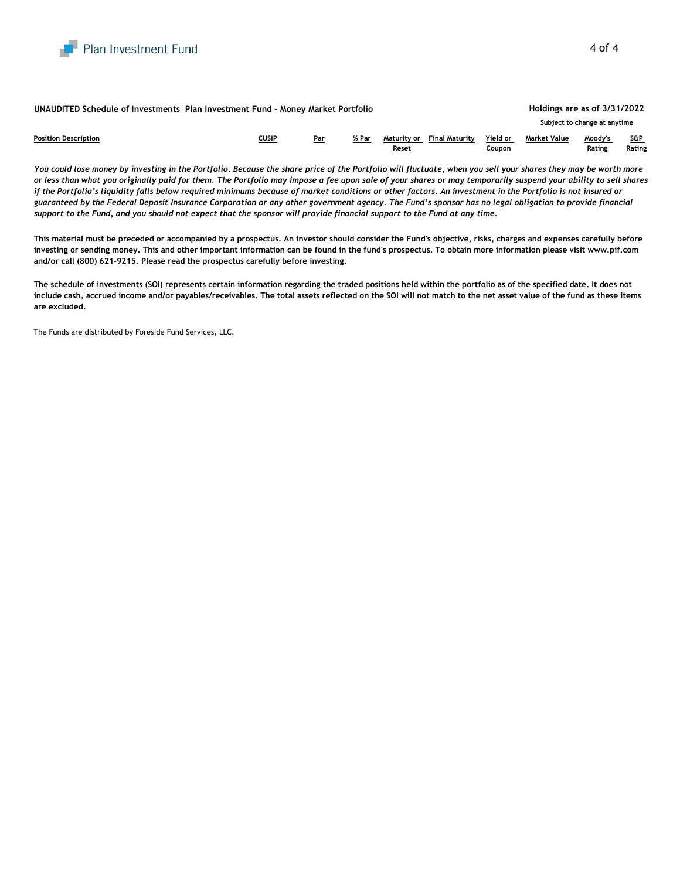**UNAUDITED Schedule of Investments Plan Investment Fund - Money Market Portfolio**

**Holdings are as of 3/31/2022**

**Subject to change at anytime**

| Position Description | CUSIP | Par | % Par | Maturity or Reset | Final Maturity | Yield or Coupon | Market Value | Moody's Rating | S&P Rating |
|---|---|---|---|---|---|---|---|---|---|

*You could lose money by investing in the Portfolio. Because the share price of the Portfolio will fluctuate, when you sell your shares they may be worth more or less than what you originally paid for them. The Portfolio may impose a fee upon sale of your shares or may temporarily suspend your ability to sell shares if the Portfolio's liquidity falls below required minimums because of market conditions or other factors. An investment in the Portfolio is not insured or guaranteed by the Federal Deposit Insurance Corporation or any other government agency. The Fund's sponsor has no legal obligation to provide financial support to the Fund, and you should not expect that the sponsor will provide financial support to the Fund at any time.*

**This material must be preceded or accompanied by a prospectus. An investor should consider the Fund's objective, risks, charges and expenses carefully before investing or sending money. This and other important information can be found in the fund's prospectus. To obtain more information please visit www.pif.com and/or call (800) 621-9215. Please read the prospectus carefully before investing.**

**The schedule of investments (SOI) represents certain information regarding the traded positions held within the portfolio as of the specified date. It does not include cash, accrued income and/or payables/receivables. The total assets reflected on the SOI will not match to the net asset value of the fund as these items are excluded.**

The Funds are distributed by Foreside Fund Services, LLC.